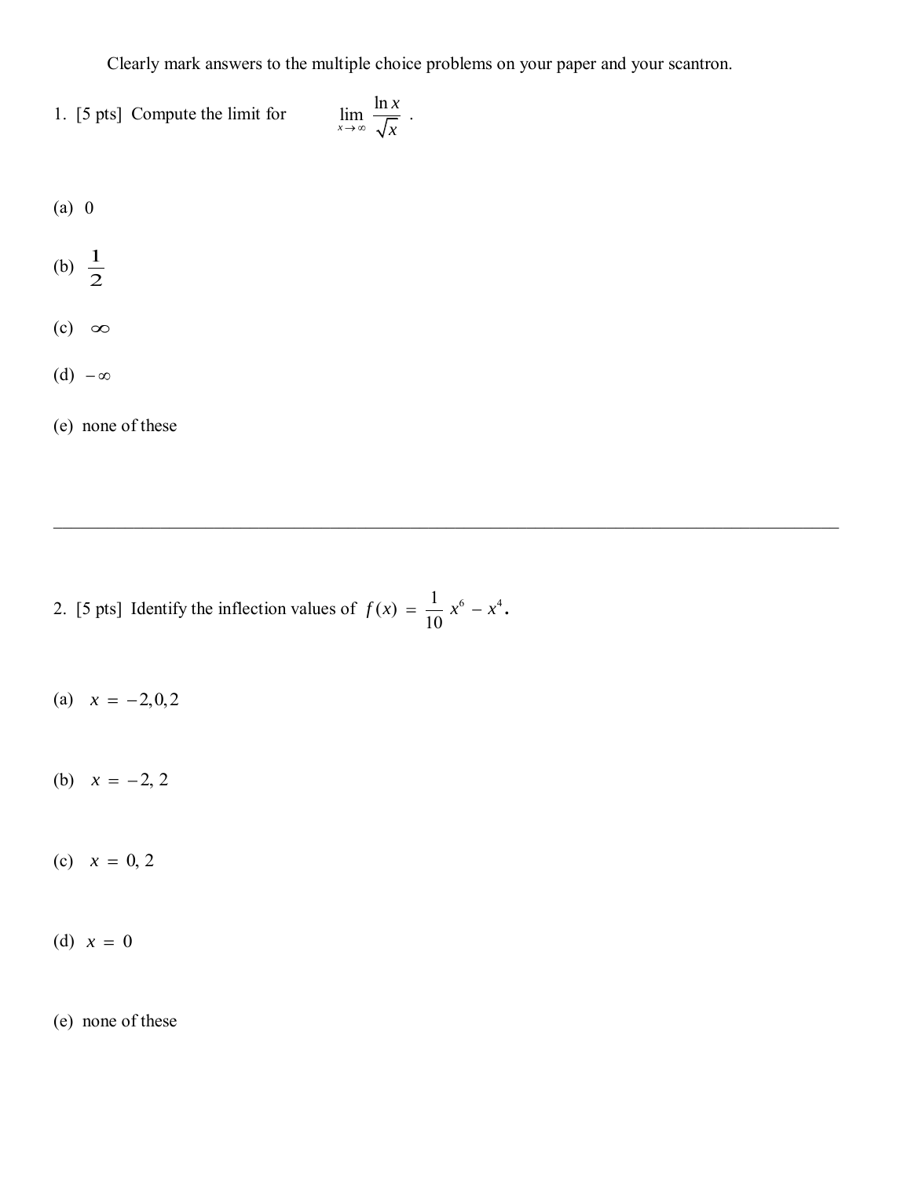Clearly mark answers to the multiple choice problems on your paper and your scantron.

1. [5 pts] Compute the limit for $\displaystyle \lim_{x \to \infty} \frac{\ln x}{\sqrt{x}}$ .

(a) $0$

(b) $\frac{1}{2}$

(c) $\infty$

(d) $-\infty$

(e) none of these

---

2. [5 pts] Identify the inflection values of $f(x) = \frac{1}{10}x^6 - x^4$.

(a) $x = -2, 0, 2$

(b) $x = -2,\ 2$

(c) $x = 0,\ 2$

(d) $x = 0$

(e) none of these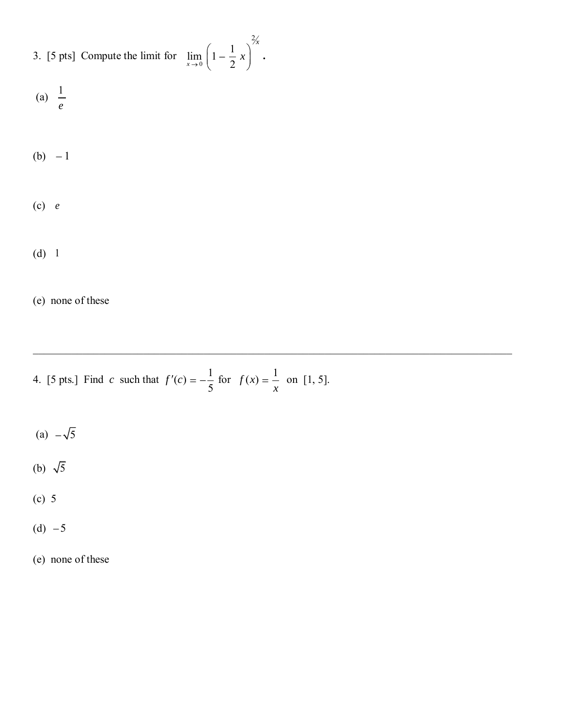3. [5 pts] Compute the limit for $\lim_{x \to 0} \left(1 - \frac{1}{2}x\right)^{2/x}$ .

(a) $\frac{1}{e}$

(b) $-1$

(c) $e$

(d) $1$

(e) none of these

---

4. [5 pts.] Find $c$ such that $f'(c) = -\frac{1}{5}$ for $f(x) = \frac{1}{x}$ on $[1, 5]$.

(a) $-\sqrt{5}$

(b) $\sqrt{5}$

(c) $5$

(d) $-5$

(e) none of these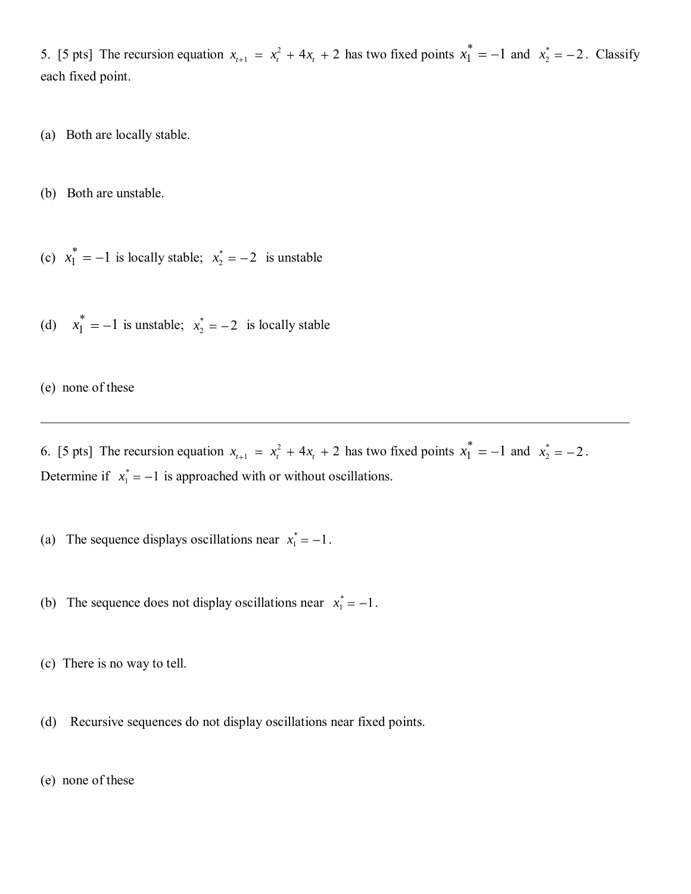5. [5 pts] The recursion equation $x_{t+1} = x_t^2 + 4x_t + 2$ has two fixed points $x_1^* = -1$ and $x_2^* = -2$. Classify each fixed point.

(a) Both are locally stable.

(b) Both are unstable.

(c) $x_1^* = -1$ is locally stable; $x_2^* = -2$ is unstable

(d) $x_1^* = -1$ is unstable; $x_2^* = -2$ is locally stable

(e) none of these

---

6. [5 pts] The recursion equation $x_{t+1} = x_t^2 + 4x_t + 2$ has two fixed points $x_1^* = -1$ and $x_2^* = -2$. Determine if $x_1^* = -1$ is approached with or without oscillations.

(a) The sequence displays oscillations near $x_1^* = -1$.

(b) The sequence does not display oscillations near $x_1^* = -1$.

(c) There is no way to tell.

(d) Recursive sequences do not display oscillations near fixed points.

(e) none of these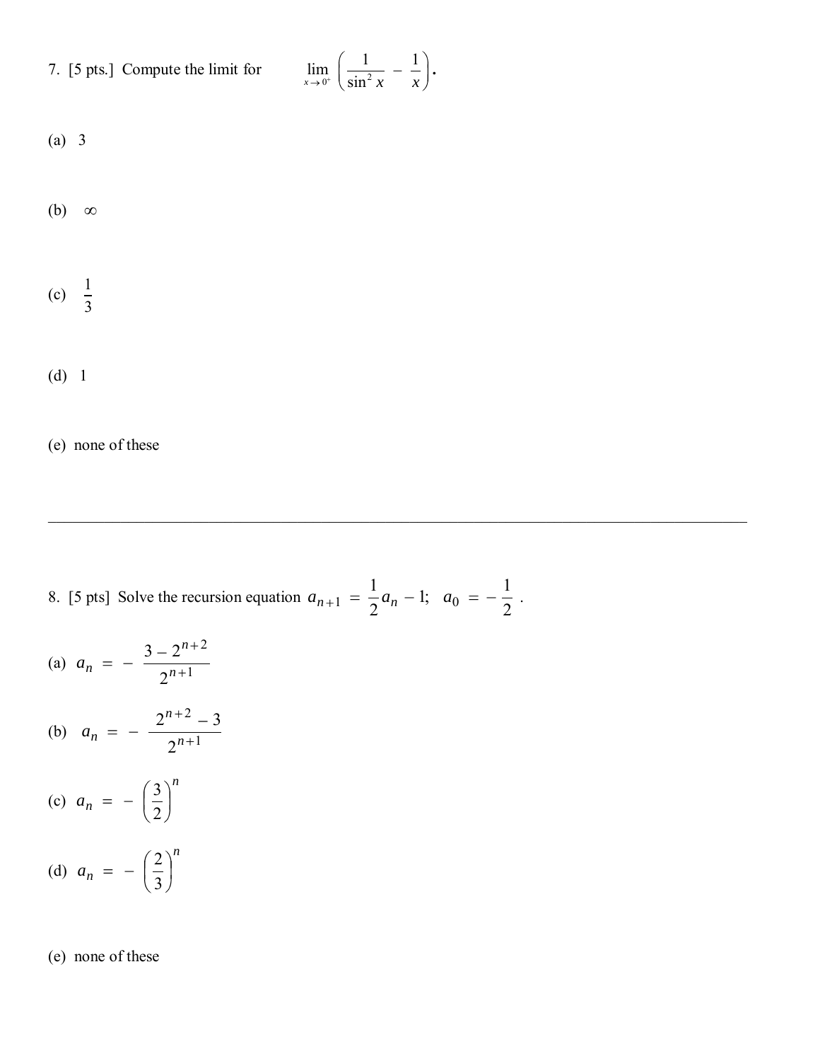7. [5 pts.] Compute the limit for $\lim_{x \to 0^+} \left( \frac{1}{\sin^2 x} - \frac{1}{x} \right)$.

(a) 3

(b) $\infty$

(c) $\frac{1}{3}$

(d) 1

(e) none of these

---

8. [5 pts] Solve the recursion equation $a_{n+1} = \frac{1}{2} a_n - 1;\quad a_0 = -\frac{1}{2}$.

(a) $a_n = -\frac{3 - 2^{n+2}}{2^{n+1}}$

(b) $a_n = -\frac{2^{n+2} - 3}{2^{n+1}}$

(c) $a_n = -\left(\frac{3}{2}\right)^n$

(d) $a_n = -\left(\frac{2}{3}\right)^n$

(e) none of these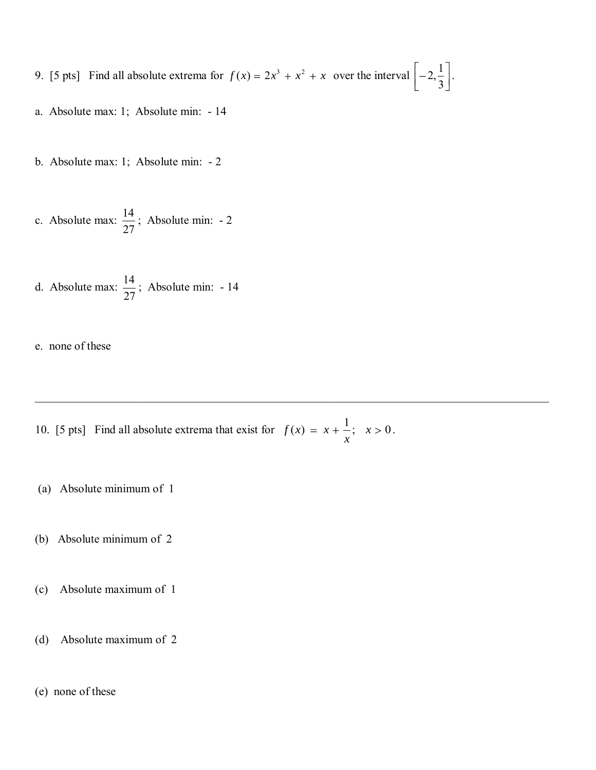9. [5 pts] Find all absolute extrema for $f(x) = 2x^3 + x^2 + x$ over the interval $\left[-2, \frac{1}{3}\right]$.

a. Absolute max: 1; Absolute min: - 14

b. Absolute max: 1; Absolute min: - 2

c. Absolute max: $\frac{14}{27}$; Absolute min: - 2

d. Absolute max: $\frac{14}{27}$; Absolute min: - 14

e. none of these

---

10. [5 pts] Find all absolute extrema that exist for $f(x) = x + \frac{1}{x}; \quad x > 0$.

(a) Absolute minimum of 1

(b) Absolute minimum of 2

(c) Absolute maximum of 1

(d) Absolute maximum of 2

(e) none of these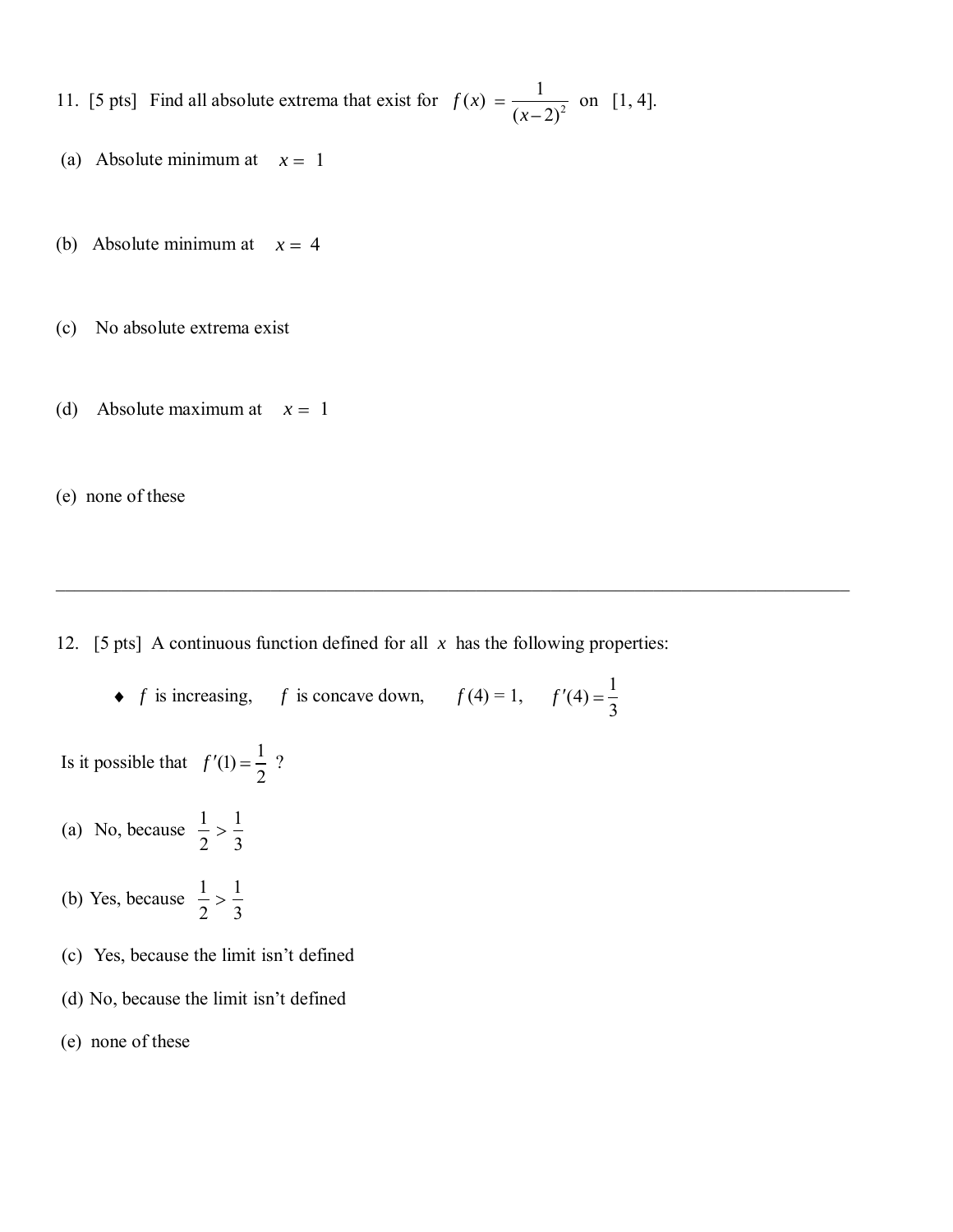11. [5 pts] Find all absolute extrema that exist for $f(x) = \dfrac{1}{(x-2)^2}$ on $[1, 4]$.

(a) Absolute minimum at $x = 1$

(b) Absolute minimum at $x = 4$

(c) No absolute extrema exist

(d) Absolute maximum at $x = 1$

(e) none of these

---

12. [5 pts] A continuous function defined for all $x$ has the following properties:

- $f$ is increasing, $f$ is concave down, $f(4) = 1$, $f'(4) = \dfrac{1}{3}$

Is it possible that $f'(1) = \dfrac{1}{2}$ ?

(a) No, because $\dfrac{1}{2} > \dfrac{1}{3}$

(b) Yes, because $\dfrac{1}{2} > \dfrac{1}{3}$

(c) Yes, because the limit isn't defined

(d) No, because the limit isn't defined

(e) none of these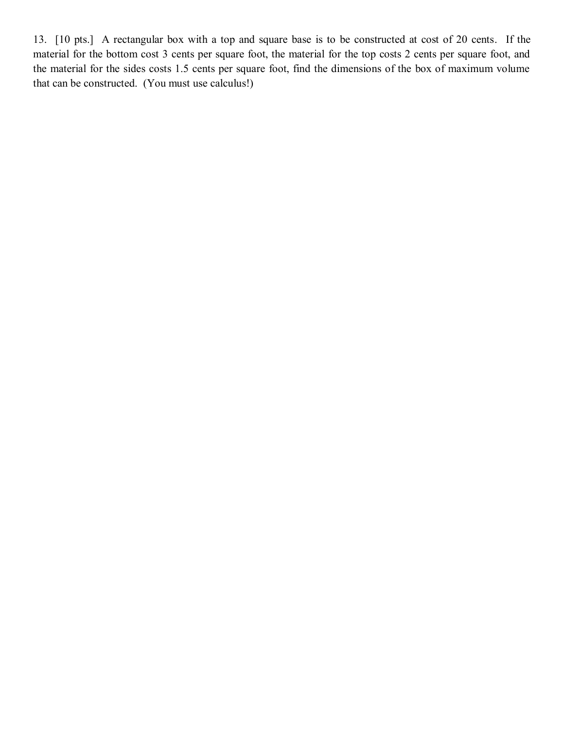13. [10 pts.] A rectangular box with a top and square base is to be constructed at cost of 20 cents. If the material for the bottom cost 3 cents per square foot, the material for the top costs 2 cents per square foot, and the material for the sides costs 1.5 cents per square foot, find the dimensions of the box of maximum volume that can be constructed. (You must use calculus!)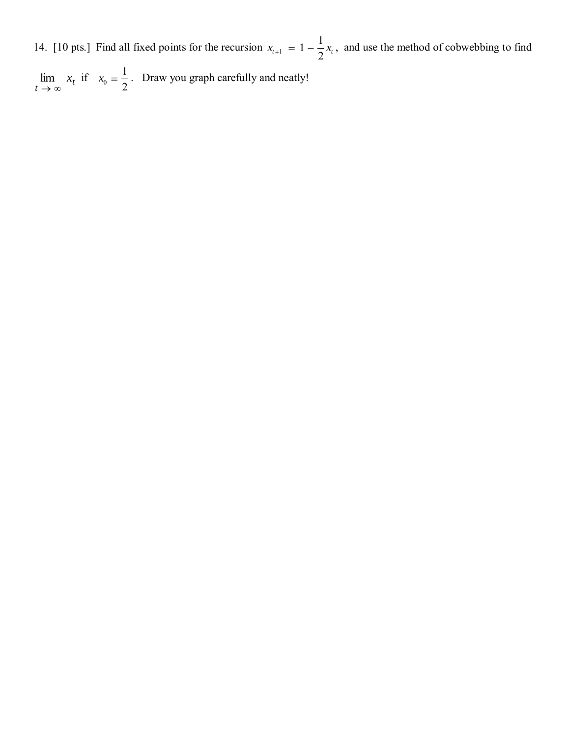14. [10 pts.] Find all fixed points for the recursion $x_{t+1} = 1 - \frac{1}{2}x_t$, and use the method of cobwebbing to find $\lim_{t \to \infty} x_t$ if $x_0 = \frac{1}{2}$. Draw you graph carefully and neatly!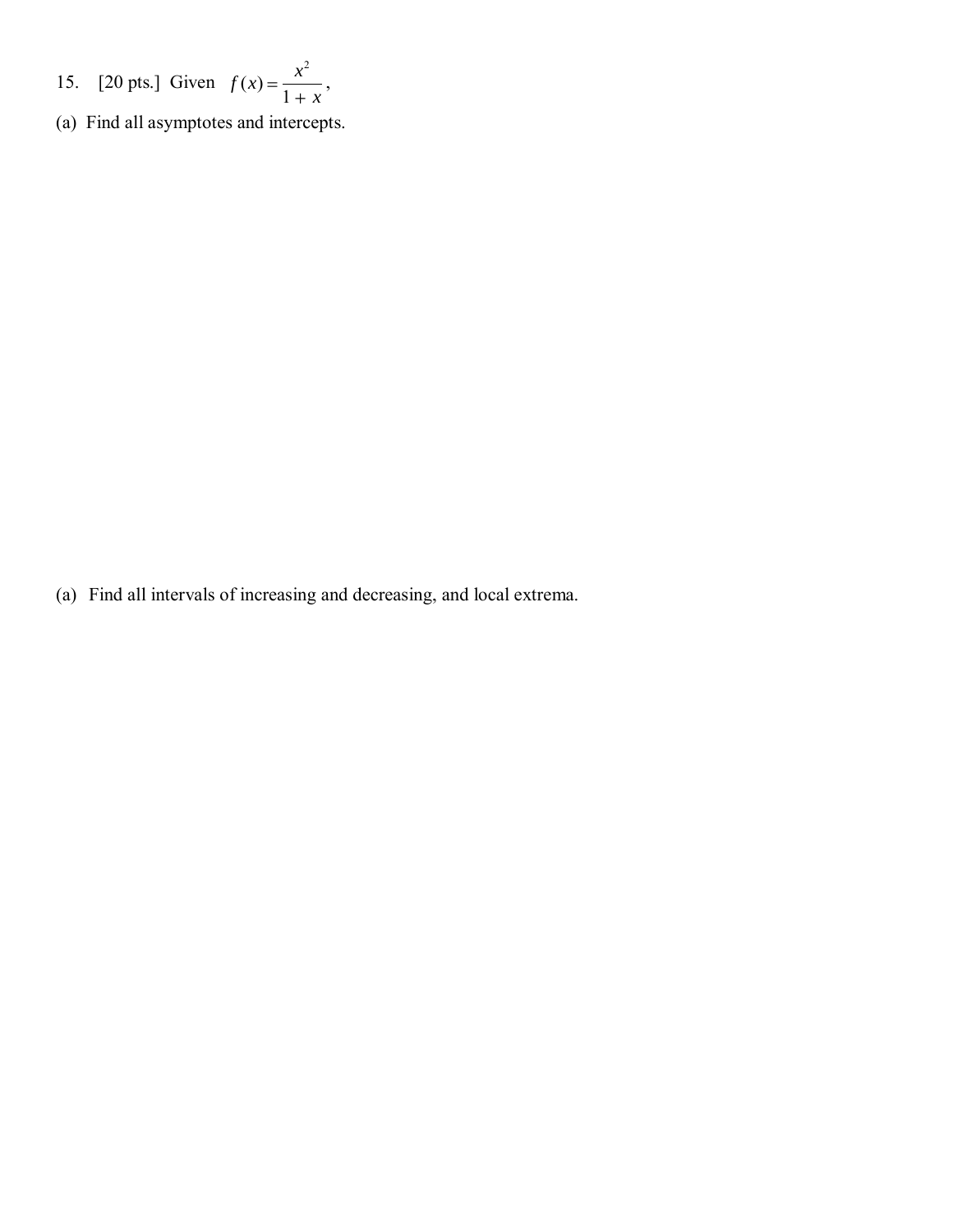15. [20 pts.] Given $f(x) = \dfrac{x^2}{1+x}$,

(a) Find all asymptotes and intercepts.

(a) Find all intervals of increasing and decreasing, and local extrema.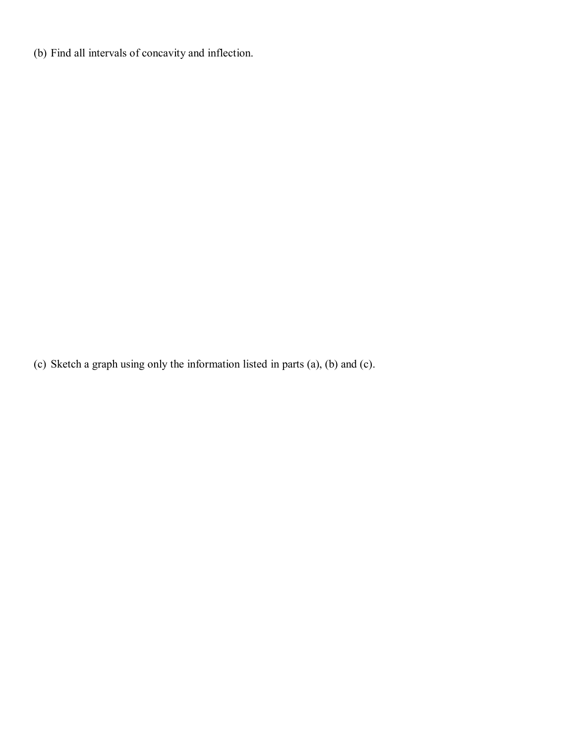(b) Find all intervals of concavity and inflection.

(c) Sketch a graph using only the information listed in parts (a), (b) and (c).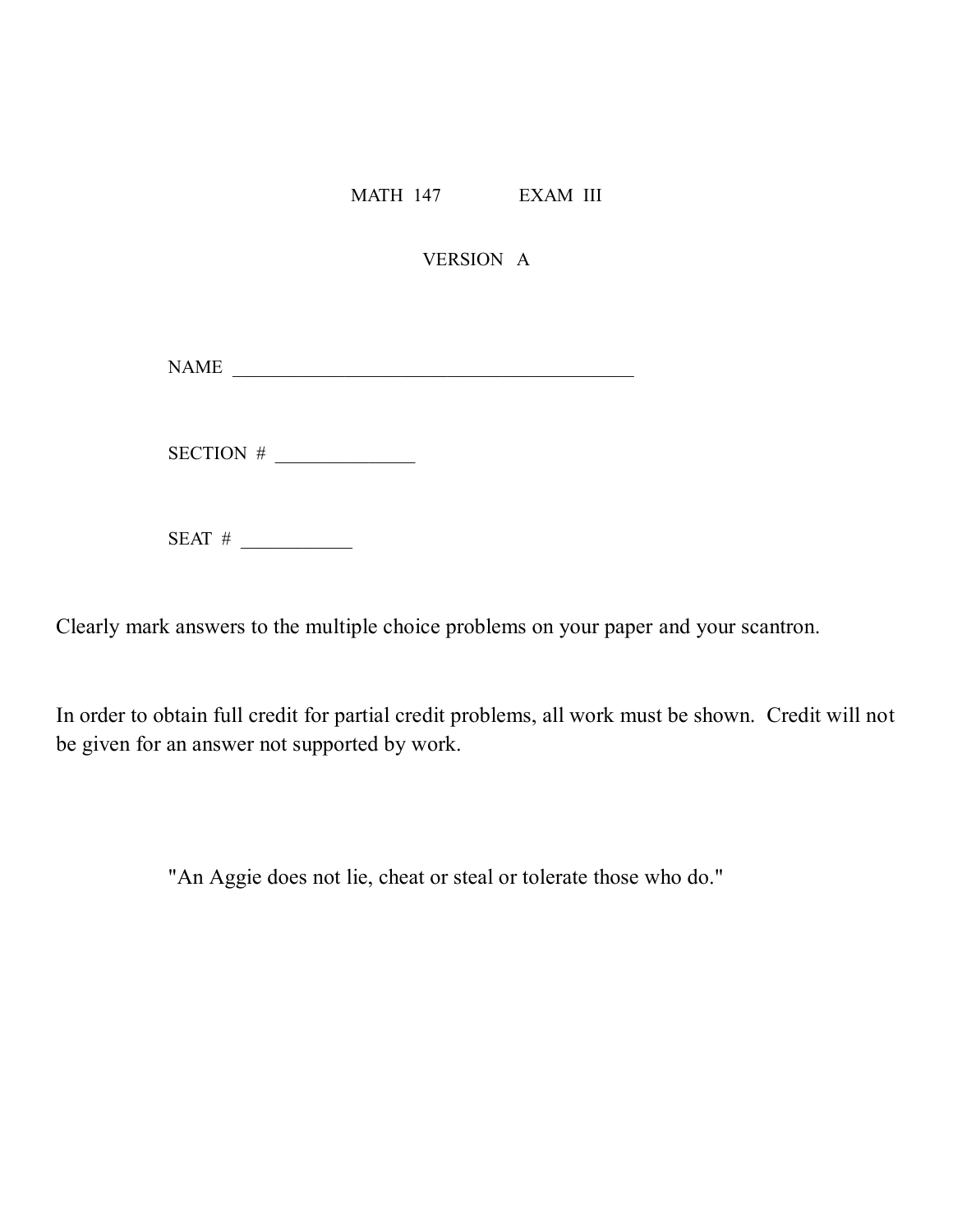MATH 147 EXAM III

VERSION A

NAME ___________________________________________

SECTION # _______________

SEAT # ____________

Clearly mark answers to the multiple choice problems on your paper and your scantron.

In order to obtain full credit for partial credit problems, all work must be shown. Credit will not be given for an answer not supported by work.

"An Aggie does not lie, cheat or steal or tolerate those who do."